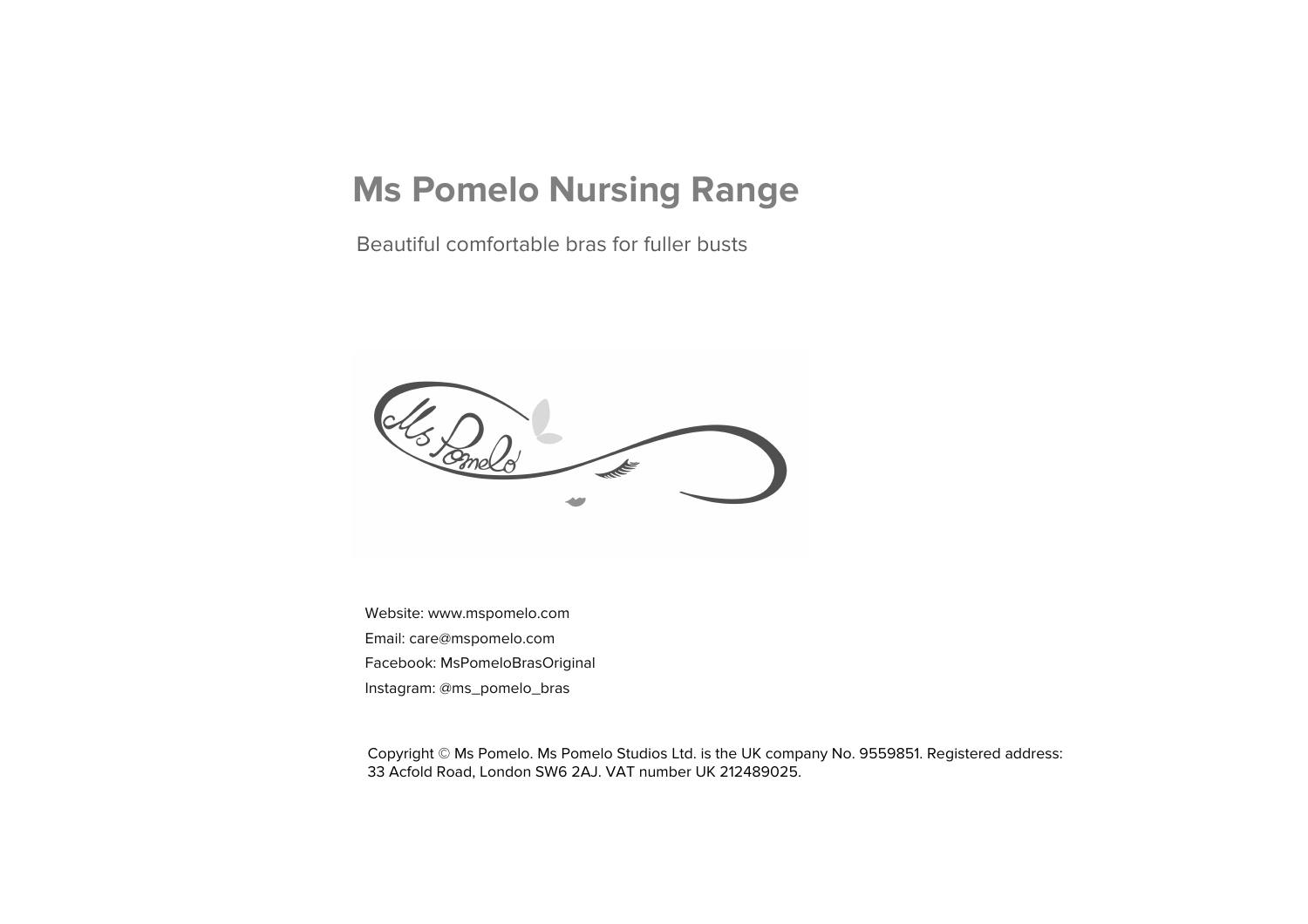# Ms Pomelo Nursing Range

Beautiful comfortable bras for fuller busts

Website: www.mspomelo.com

Email: care@mspomelo.com

Facebook: MsPomeloBrasOriginal

Instagram: @ms_pomelo_bras

Copyright © Ms Pomelo. Ms Pomelo Studios Ltd. is the UK company No. 9559851. Registered address: 33 Acfold Road, London SW6 2AJ. VAT number UK 212489025.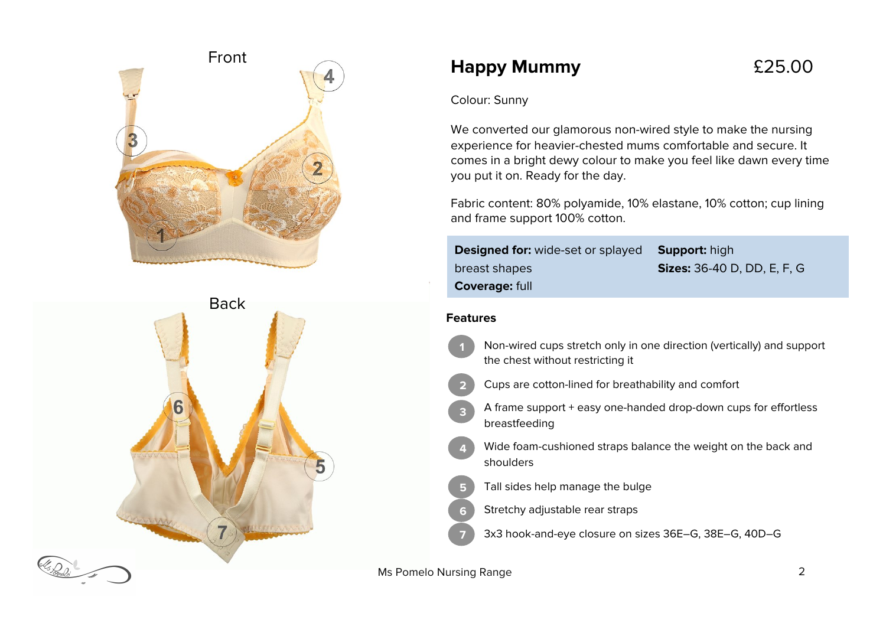Front

Back

# Happy Mummy

£25.00

Colour: Sunny

We converted our glamorous non-wired style to make the nursing experience for heavier-chested mums comfortable and secure. It comes in a bright dewy colour to make you feel like dawn every time you put it on. Ready for the day.

Fabric content: 80% polyamide, 10% elastane, 10% cotton; cup lining and frame support 100% cotton.

**Designed for:** wide-set or splayed breast shapes

**Coverage:** full

**Support:** high

**Sizes:** 36-40 D, DD, E, F, G

### Features

1. Non-wired cups stretch only in one direction (vertically) and support the chest without restricting it
2. Cups are cotton-lined for breathability and comfort
3. A frame support + easy one-handed drop-down cups for effortless breastfeeding
4. Wide foam-cushioned straps balance the weight on the back and shoulders
5. Tall sides help manage the bulge
6. Stretchy adjustable rear straps
7. 3x3 hook-and-eye closure on sizes 36E–G, 38E–G, 40D–G

Ms Pomelo Nursing Range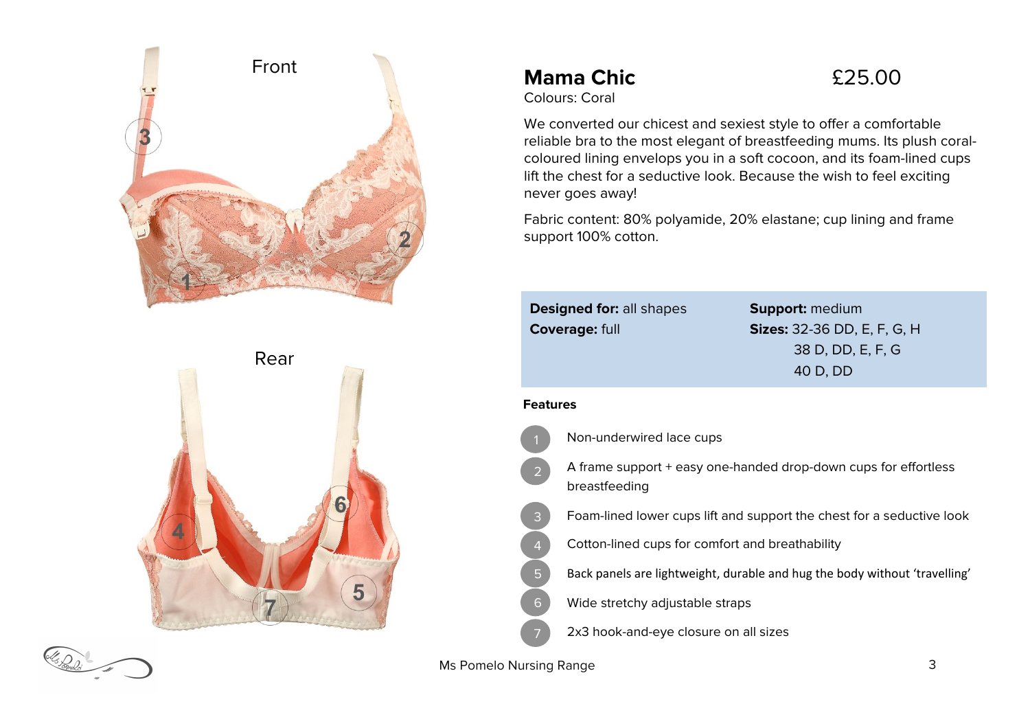Front

Rear

# Mama Chic

£25.00

Colours: Coral

We converted our chicest and sexiest style to offer a comfortable reliable bra to the most elegant of breastfeeding mums. Its plush coral-coloured lining envelops you in a soft cocoon, and its foam-lined cups lift the chest for a seductive look. Because the wish to feel exciting never goes away!

Fabric content: 80% polyamide, 20% elastane; cup lining and frame support 100% cotton.

| | |
|---|---|
| **Designed for:** all shapes | **Support:** medium |
| **Coverage:** full | **Sizes:** 32-36 DD, E, F, G, H<br>38 D, DD, E, F, G<br>40 D, DD |

**Features**

1. Non-underwired lace cups
2. A frame support + easy one-handed drop-down cups for effortless breastfeeding
3. Foam-lined lower cups lift and support the chest for a seductive look
4. Cotton-lined cups for comfort and breathability
5. Back panels are lightweight, durable and hug the body without 'travelling'
6. Wide stretchy adjustable straps
7. 2x3 hook-and-eye closure on all sizes

Ms Pomelo Nursing Range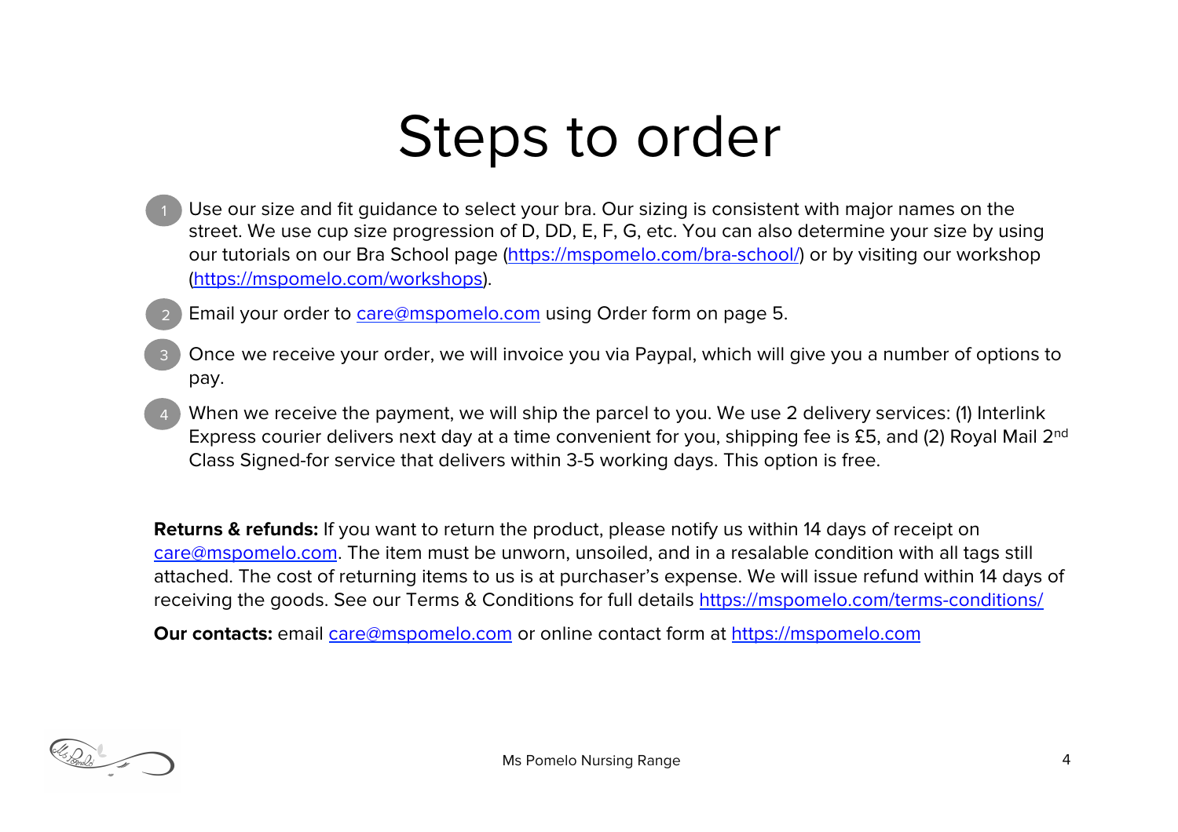# Steps to order

1. Use our size and fit guidance to select your bra. Our sizing is consistent with major names on the street. We use cup size progression of D, DD, E, F, G, etc. You can also determine your size by using our tutorials on our Bra School page (https://mspomelo.com/bra-school/) or by visiting our workshop (https://mspomelo.com/workshops).
2. Email your order to care@mspomelo.com using Order form on page 5.
3. Once we receive your order, we will invoice you via Paypal, which will give you a number of options to pay.
4. When we receive the payment, we will ship the parcel to you. We use 2 delivery services: (1) Interlink Express courier delivers next day at a time convenient for you, shipping fee is £5, and (2) Royal Mail 2nd Class Signed-for service that delivers within 3-5 working days. This option is free.

**Returns & refunds:** If you want to return the product, please notify us within 14 days of receipt on care@mspomelo.com. The item must be unworn, unsoiled, and in a resalable condition with all tags still attached. The cost of returning items to us is at purchaser's expense. We will issue refund within 14 days of receiving the goods. See our Terms & Conditions for full details https://mspomelo.com/terms-conditions/

**Our contacts:** email care@mspomelo.com or online contact form at https://mspomelo.com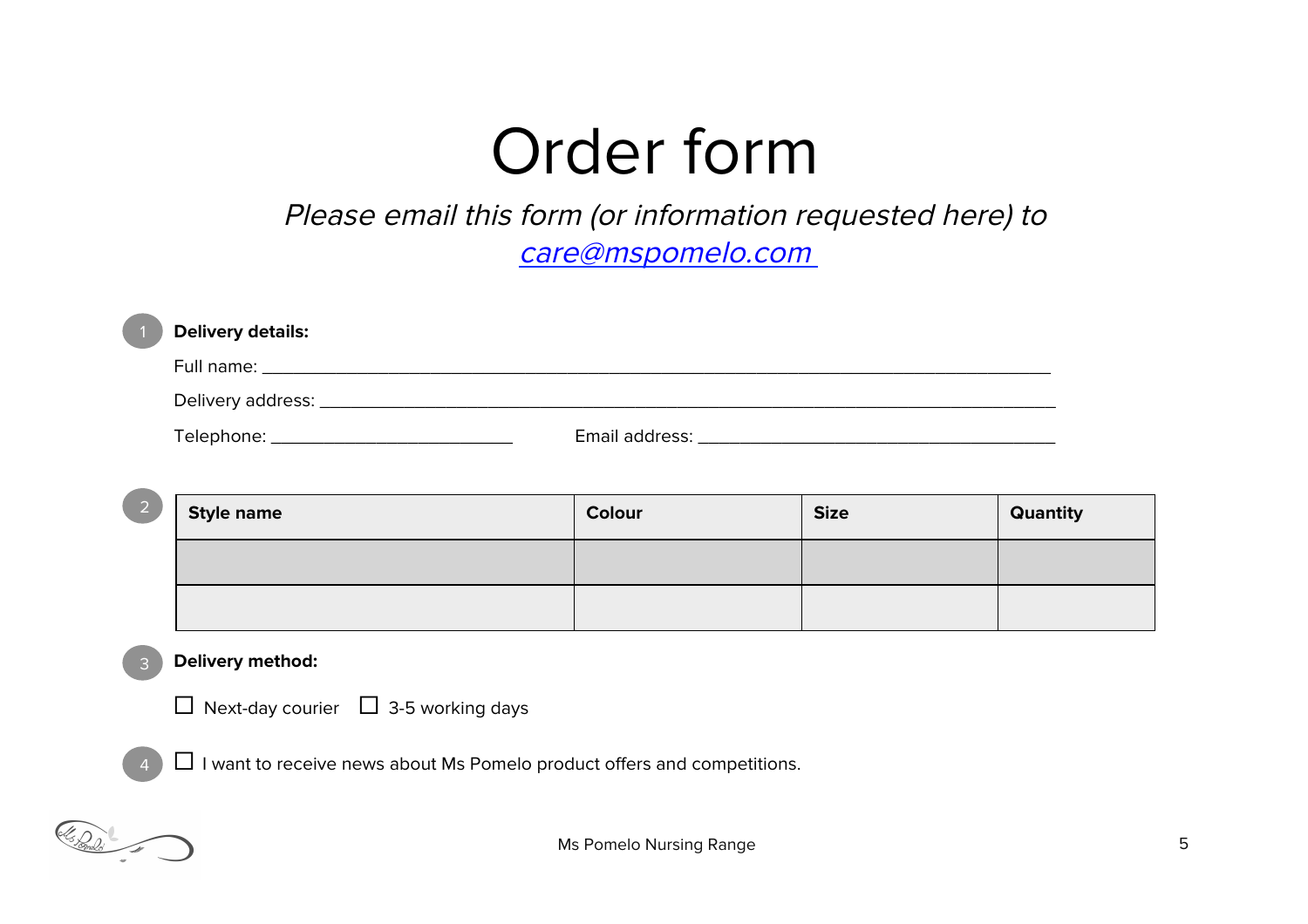# Order form

*Please email this form (or information requested here) to [care@mspomelo.com](mailto:care@mspomelo.com)*

1. **Delivery details:**

Full name: ______________________________________________________________

Delivery address: _________________________________________________________

Telephone: ____________________ Email address: ____________________________

2.

| Style name | Colour | Size | Quantity |
|---|---|---|---|
| | | | |
| | | | |

3. **Delivery method:**

☐ Next-day courier ☐ 3-5 working days

4. ☐ I want to receive news about Ms Pomelo product offers and competitions.